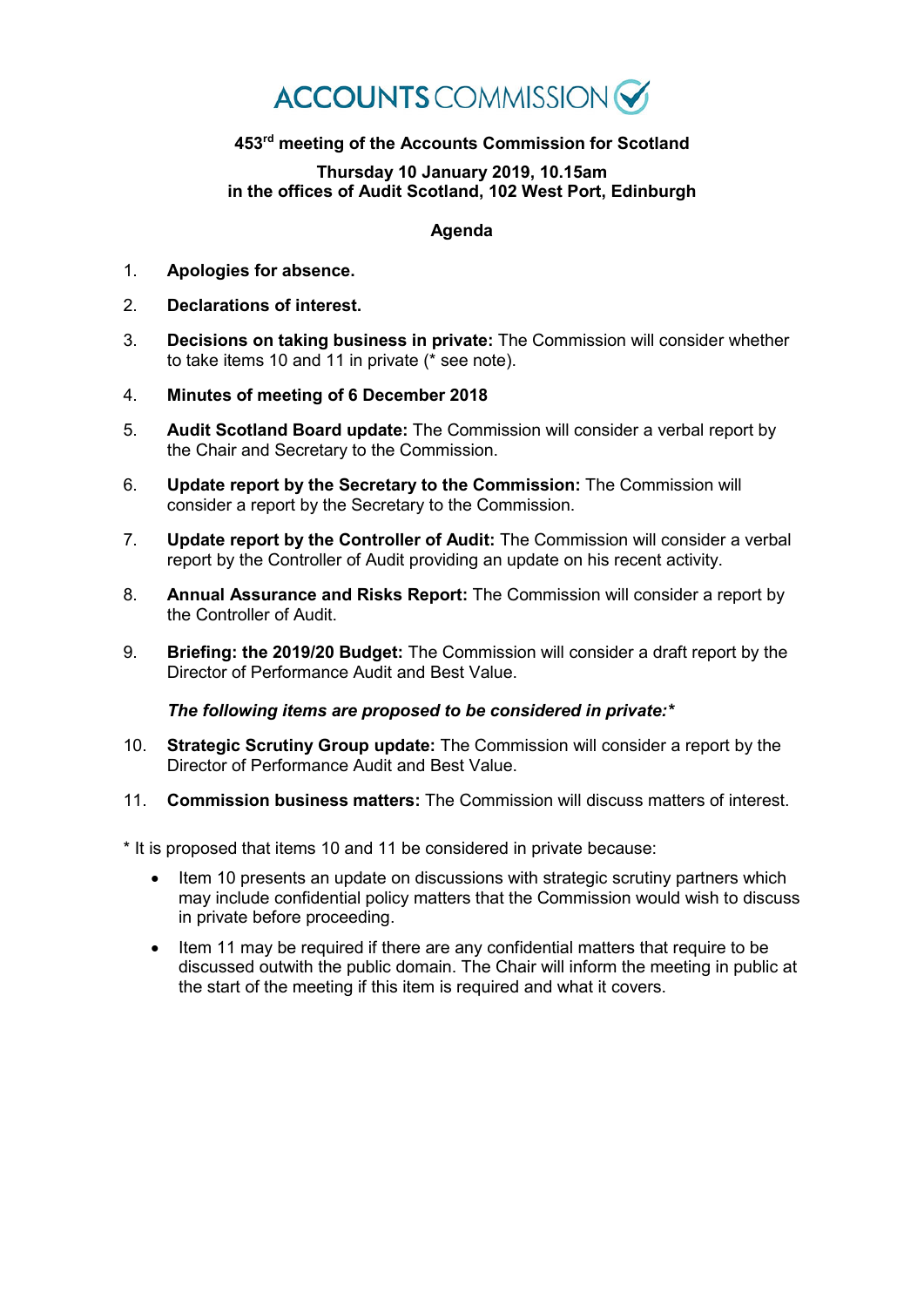# ACCOUNTS COMMISSION

**453rd meeting of the Accounts Commission for Scotland**

**Thursday 10 January 2019, 10.15am**
**in the offices of Audit Scotland, 102 West Port, Edinburgh**

## Agenda

1. **Apologies for absence.**

2. **Declarations of interest.**

3. **Decisions on taking business in private:** The Commission will consider whether to take items 10 and 11 in private (* see note).

4. **Minutes of meeting of 6 December 2018**

5. **Audit Scotland Board update:** The Commission will consider a verbal report by the Chair and Secretary to the Commission.

6. **Update report by the Secretary to the Commission:** The Commission will consider a report by the Secretary to the Commission.

7. **Update report by the Controller of Audit:** The Commission will consider a verbal report by the Controller of Audit providing an update on his recent activity.

8. **Annual Assurance and Risks Report:** The Commission will consider a report by the Controller of Audit.

9. **Briefing: the 2019/20 Budget:** The Commission will consider a draft report by the Director of Performance Audit and Best Value.

***The following items are proposed to be considered in private:****

10. **Strategic Scrutiny Group update:** The Commission will consider a report by the Director of Performance Audit and Best Value.

11. **Commission business matters:** The Commission will discuss matters of interest.

* It is proposed that items 10 and 11 be considered in private because:

- Item 10 presents an update on discussions with strategic scrutiny partners which may include confidential policy matters that the Commission would wish to discuss in private before proceeding.
- Item 11 may be required if there are any confidential matters that require to be discussed outwith the public domain. The Chair will inform the meeting in public at the start of the meeting if this item is required and what it covers.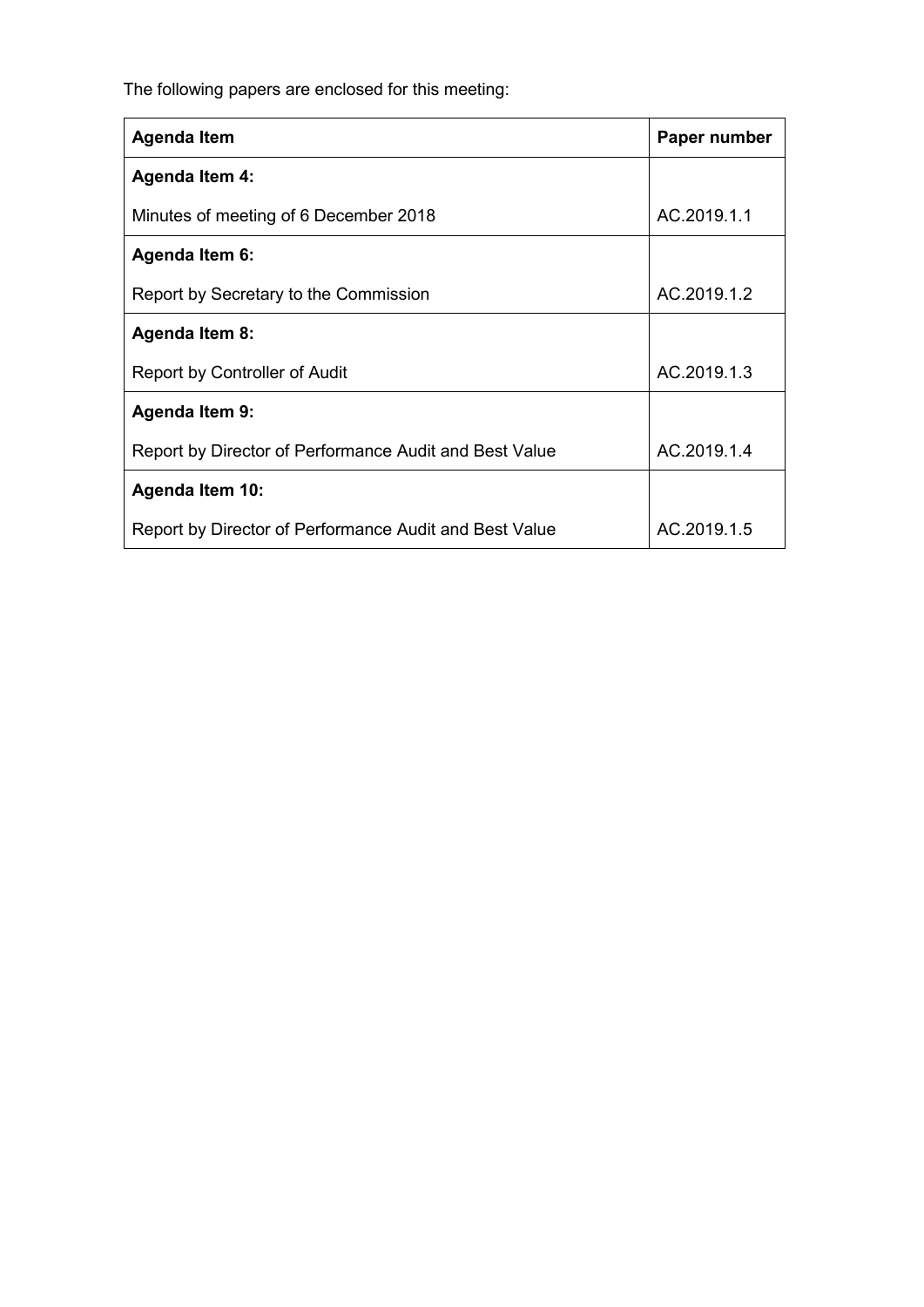The following papers are enclosed for this meeting:

| Agenda Item | Paper number |
|---|---|
| **Agenda Item 4:**<br><br>Minutes of meeting of 6 December 2018 | AC.2019.1.1 |
| **Agenda Item 6:**<br><br>Report by Secretary to the Commission | AC.2019.1.2 |
| **Agenda Item 8:**<br><br>Report by Controller of Audit | AC.2019.1.3 |
| **Agenda Item 9:**<br><br>Report by Director of Performance Audit and Best Value | AC.2019.1.4 |
| **Agenda Item 10:**<br><br>Report by Director of Performance Audit and Best Value | AC.2019.1.5 |